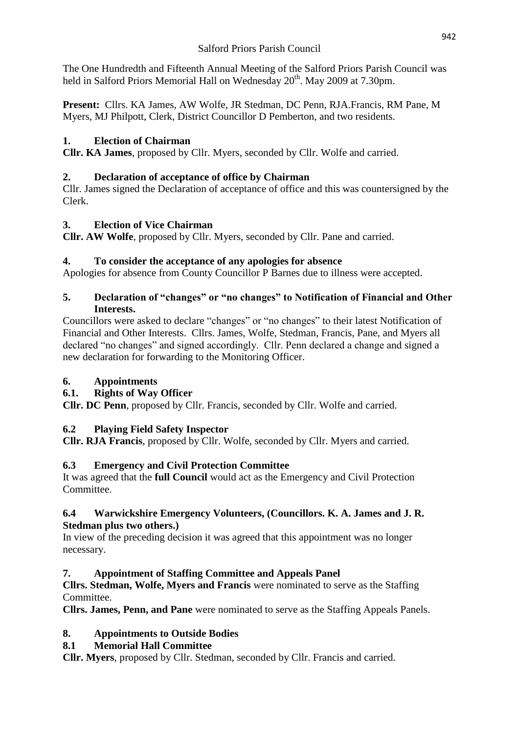Salford Priors Parish Council

The One Hundredth and Fifteenth Annual Meeting of the Salford Priors Parish Council was held in Salford Priors Memorial Hall on Wednesday 20th. May 2009 at 7.30pm.

**Present:** Cllrs. KA James, AW Wolfe, JR Stedman, DC Penn, RJA.Francis, RM Pane, M Myers, MJ Philpott, Clerk, District Councillor D Pemberton, and two residents.

## 1. Election of Chairman

**Cllr. KA James**, proposed by Cllr. Myers, seconded by Cllr. Wolfe and carried.

## 2. Declaration of acceptance of office by Chairman

Cllr. James signed the Declaration of acceptance of office and this was countersigned by the Clerk.

## 3. Election of Vice Chairman

**Cllr. AW Wolfe**, proposed by Cllr. Myers, seconded by Cllr. Pane and carried.

## 4. To consider the acceptance of any apologies for absence

Apologies for absence from County Councillor P Barnes due to illness were accepted.

## 5. Declaration of "changes" or "no changes" to Notification of Financial and Other Interests.

Councillors were asked to declare "changes" or "no changes" to their latest Notification of Financial and Other Interests. Cllrs. James, Wolfe, Stedman, Francis, Pane, and Myers all declared "no changes" and signed accordingly. Cllr. Penn declared a change and signed a new declaration for forwarding to the Monitoring Officer.

## 6. Appointments

### 6.1. Rights of Way Officer

**Cllr. DC Penn**, proposed by Cllr. Francis, seconded by Cllr. Wolfe and carried.

### 6.2 Playing Field Safety Inspector

**Cllr. RJA Francis**, proposed by Cllr. Wolfe, seconded by Cllr. Myers and carried.

### 6.3 Emergency and Civil Protection Committee

It was agreed that the **full Council** would act as the Emergency and Civil Protection Committee.

### 6.4 Warwickshire Emergency Volunteers, (Councillors. K. A. James and J. R. Stedman plus two others.)

In view of the preceding decision it was agreed that this appointment was no longer necessary.

## 7. Appointment of Staffing Committee and Appeals Panel

**Cllrs. Stedman, Wolfe, Myers and Francis** were nominated to serve as the Staffing Committee.

**Cllrs. James, Penn, and Pane** were nominated to serve as the Staffing Appeals Panels.

## 8. Appointments to Outside Bodies

### 8.1 Memorial Hall Committee

**Cllr. Myers**, proposed by Cllr. Stedman, seconded by Cllr. Francis and carried.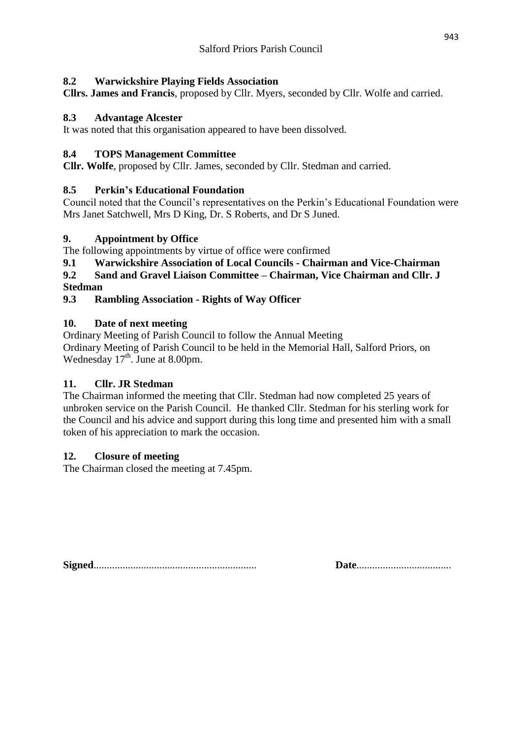### 8.2 Warwickshire Playing Fields Association

**Cllrs. James and Francis**, proposed by Cllr. Myers, seconded by Cllr. Wolfe and carried.

### 8.3 Advantage Alcester

It was noted that this organisation appeared to have been dissolved.

### 8.4 TOPS Management Committee

**Cllr. Wolfe**, proposed by Cllr. James, seconded by Cllr. Stedman and carried.

### 8.5 Perkin's Educational Foundation

Council noted that the Council's representatives on the Perkin's Educational Foundation were Mrs Janet Satchwell, Mrs D King, Dr. S Roberts, and Dr S Juned.

## 9. Appointment by Office

The following appointments by virtue of office were confirmed

**9.1 Warwickshire Association of Local Councils - Chairman and Vice-Chairman**

**9.2 Sand and Gravel Liaison Committee – Chairman, Vice Chairman and Cllr. J Stedman**

**9.3 Rambling Association - Rights of Way Officer**

## 10. Date of next meeting

Ordinary Meeting of Parish Council to follow the Annual Meeting

Ordinary Meeting of Parish Council to be held in the Memorial Hall, Salford Priors, on Wednesday 17th. June at 8.00pm.

## 11. Cllr. JR Stedman

The Chairman informed the meeting that Cllr. Stedman had now completed 25 years of unbroken service on the Parish Council. He thanked Cllr. Stedman for his sterling work for the Council and his advice and support during this long time and presented him with a small token of his appreciation to mark the occasion.

## 12. Closure of meeting

The Chairman closed the meeting at 7.45pm.

**Signed**............................................................ **Date**...................................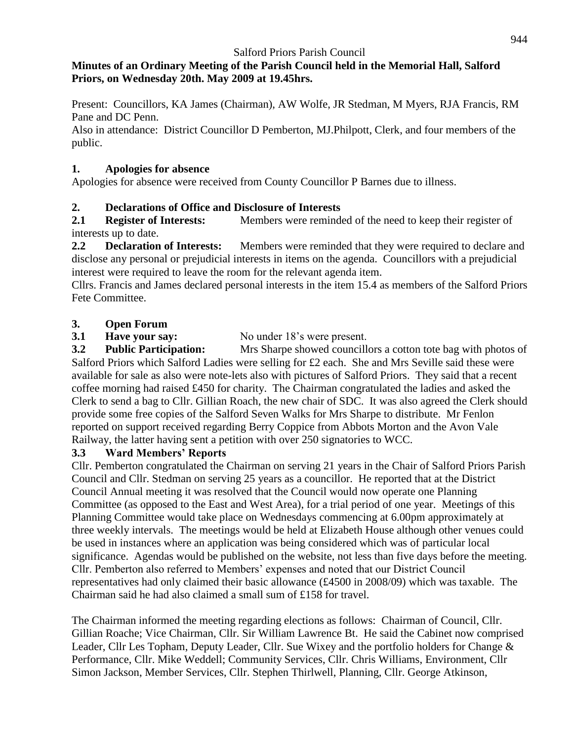Salford Priors Parish Council

**Minutes of an Ordinary Meeting of the Parish Council held in the Memorial Hall, Salford Priors, on Wednesday 20th. May 2009 at 19.45hrs.**

Present: Councillors, KA James (Chairman), AW Wolfe, JR Stedman, M Myers, RJA Francis, RM Pane and DC Penn.

Also in attendance: District Councillor D Pemberton, MJ.Philpott, Clerk, and four members of the public.

## 1. Apologies for absence

Apologies for absence were received from County Councillor P Barnes due to illness.

## 2. Declarations of Office and Disclosure of Interests

**2.1 Register of Interests:** Members were reminded of the need to keep their register of interests up to date.

**2.2 Declaration of Interests:** Members were reminded that they were required to declare and disclose any personal or prejudicial interests in items on the agenda. Councillors with a prejudicial interest were required to leave the room for the relevant agenda item.

Cllrs. Francis and James declared personal interests in the item 15.4 as members of the Salford Priors Fete Committee.

## 3. Open Forum

**3.1 Have your say:** No under 18's were present.

**3.2 Public Participation:** Mrs Sharpe showed councillors a cotton tote bag with photos of Salford Priors which Salford Ladies were selling for £2 each. She and Mrs Seville said these were available for sale as also were note-lets also with pictures of Salford Priors. They said that a recent coffee morning had raised £450 for charity. The Chairman congratulated the ladies and asked the Clerk to send a bag to Cllr. Gillian Roach, the new chair of SDC. It was also agreed the Clerk should provide some free copies of the Salford Seven Walks for Mrs Sharpe to distribute. Mr Fenlon reported on support received regarding Berry Coppice from Abbots Morton and the Avon Vale Railway, the latter having sent a petition with over 250 signatories to WCC.

**3.3 Ward Members' Reports**

Cllr. Pemberton congratulated the Chairman on serving 21 years in the Chair of Salford Priors Parish Council and Cllr. Stedman on serving 25 years as a councillor. He reported that at the District Council Annual meeting it was resolved that the Council would now operate one Planning Committee (as opposed to the East and West Area), for a trial period of one year. Meetings of this Planning Committee would take place on Wednesdays commencing at 6.00pm approximately at three weekly intervals. The meetings would be held at Elizabeth House although other venues could be used in instances where an application was being considered which was of particular local significance. Agendas would be published on the website, not less than five days before the meeting. Cllr. Pemberton also referred to Members' expenses and noted that our District Council representatives had only claimed their basic allowance (£4500 in 2008/09) which was taxable. The Chairman said he had also claimed a small sum of £158 for travel.

The Chairman informed the meeting regarding elections as follows: Chairman of Council, Cllr. Gillian Roache; Vice Chairman, Cllr. Sir William Lawrence Bt. He said the Cabinet now comprised Leader, Cllr Les Topham, Deputy Leader, Cllr. Sue Wixey and the portfolio holders for Change & Performance, Cllr. Mike Weddell; Community Services, Cllr. Chris Williams, Environment, Cllr Simon Jackson, Member Services, Cllr. Stephen Thirlwell, Planning, Cllr. George Atkinson,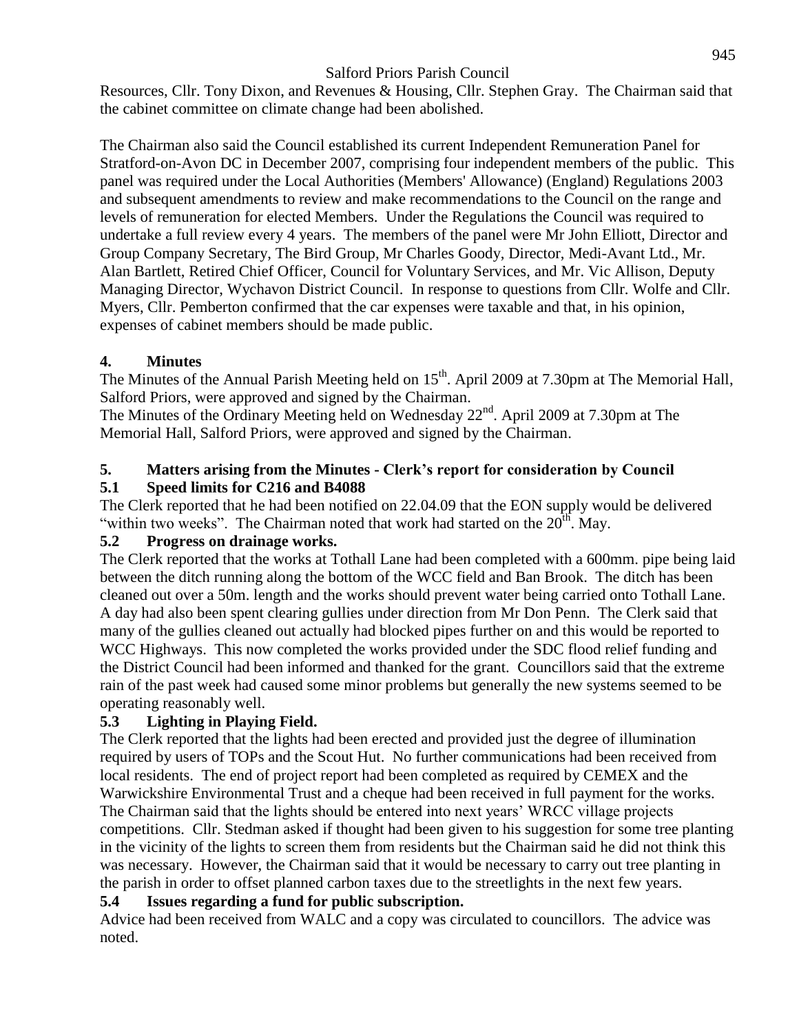Resources, Cllr. Tony Dixon, and Revenues & Housing, Cllr. Stephen Gray. The Chairman said that the cabinet committee on climate change had been abolished.

The Chairman also said the Council established its current Independent Remuneration Panel for Stratford-on-Avon DC in December 2007, comprising four independent members of the public. This panel was required under the Local Authorities (Members' Allowance) (England) Regulations 2003 and subsequent amendments to review and make recommendations to the Council on the range and levels of remuneration for elected Members. Under the Regulations the Council was required to undertake a full review every 4 years. The members of the panel were Mr John Elliott, Director and Group Company Secretary, The Bird Group, Mr Charles Goody, Director, Medi-Avant Ltd., Mr. Alan Bartlett, Retired Chief Officer, Council for Voluntary Services, and Mr. Vic Allison, Deputy Managing Director, Wychavon District Council. In response to questions from Cllr. Wolfe and Cllr. Myers, Cllr. Pemberton confirmed that the car expenses were taxable and that, in his opinion, expenses of cabinet members should be made public.

## 4. Minutes

The Minutes of the Annual Parish Meeting held on 15th. April 2009 at 7.30pm at The Memorial Hall, Salford Priors, were approved and signed by the Chairman.

The Minutes of the Ordinary Meeting held on Wednesday 22nd. April 2009 at 7.30pm at The Memorial Hall, Salford Priors, were approved and signed by the Chairman.

## 5. Matters arising from the Minutes - Clerk's report for consideration by Council

### 5.1 Speed limits for C216 and B4088

The Clerk reported that he had been notified on 22.04.09 that the EON supply would be delivered "within two weeks". The Chairman noted that work had started on the 20th. May.

### 5.2 Progress on drainage works.

The Clerk reported that the works at Tothall Lane had been completed with a 600mm. pipe being laid between the ditch running along the bottom of the WCC field and Ban Brook. The ditch has been cleaned out over a 50m. length and the works should prevent water being carried onto Tothall Lane. A day had also been spent clearing gullies under direction from Mr Don Penn. The Clerk said that many of the gullies cleaned out actually had blocked pipes further on and this would be reported to WCC Highways. This now completed the works provided under the SDC flood relief funding and the District Council had been informed and thanked for the grant. Councillors said that the extreme rain of the past week had caused some minor problems but generally the new systems seemed to be operating reasonably well.

### 5.3 Lighting in Playing Field.

The Clerk reported that the lights had been erected and provided just the degree of illumination required by users of TOPs and the Scout Hut. No further communications had been received from local residents. The end of project report had been completed as required by CEMEX and the Warwickshire Environmental Trust and a cheque had been received in full payment for the works. The Chairman said that the lights should be entered into next years' WRCC village projects competitions. Cllr. Stedman asked if thought had been given to his suggestion for some tree planting in the vicinity of the lights to screen them from residents but the Chairman said he did not think this was necessary. However, the Chairman said that it would be necessary to carry out tree planting in the parish in order to offset planned carbon taxes due to the streetlights in the next few years.

### 5.4 Issues regarding a fund for public subscription.

Advice had been received from WALC and a copy was circulated to councillors. The advice was noted.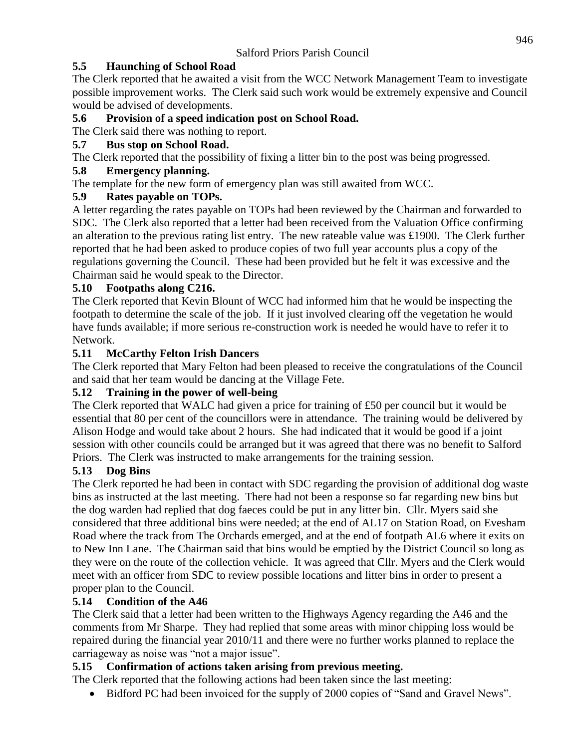### 5.5 Haunching of School Road

The Clerk reported that he awaited a visit from the WCC Network Management Team to investigate possible improvement works. The Clerk said such work would be extremely expensive and Council would be advised of developments.

### 5.6 Provision of a speed indication post on School Road.

The Clerk said there was nothing to report.

### 5.7 Bus stop on School Road.

The Clerk reported that the possibility of fixing a litter bin to the post was being progressed.

### 5.8 Emergency planning.

The template for the new form of emergency plan was still awaited from WCC.

### 5.9 Rates payable on TOPs.

A letter regarding the rates payable on TOPs had been reviewed by the Chairman and forwarded to SDC. The Clerk also reported that a letter had been received from the Valuation Office confirming an alteration to the previous rating list entry. The new rateable value was £1900. The Clerk further reported that he had been asked to produce copies of two full year accounts plus a copy of the regulations governing the Council. These had been provided but he felt it was excessive and the Chairman said he would speak to the Director.

### 5.10 Footpaths along C216.

The Clerk reported that Kevin Blount of WCC had informed him that he would be inspecting the footpath to determine the scale of the job. If it just involved clearing off the vegetation he would have funds available; if more serious re-construction work is needed he would have to refer it to Network.

### 5.11 McCarthy Felton Irish Dancers

The Clerk reported that Mary Felton had been pleased to receive the congratulations of the Council and said that her team would be dancing at the Village Fete.

### 5.12 Training in the power of well-being

The Clerk reported that WALC had given a price for training of £50 per council but it would be essential that 80 per cent of the councillors were in attendance. The training would be delivered by Alison Hodge and would take about 2 hours. She had indicated that it would be good if a joint session with other councils could be arranged but it was agreed that there was no benefit to Salford Priors. The Clerk was instructed to make arrangements for the training session.

### 5.13 Dog Bins

The Clerk reported he had been in contact with SDC regarding the provision of additional dog waste bins as instructed at the last meeting. There had not been a response so far regarding new bins but the dog warden had replied that dog faeces could be put in any litter bin. Cllr. Myers said she considered that three additional bins were needed; at the end of AL17 on Station Road, on Evesham Road where the track from The Orchards emerged, and at the end of footpath AL6 where it exits on to New Inn Lane. The Chairman said that bins would be emptied by the District Council so long as they were on the route of the collection vehicle. It was agreed that Cllr. Myers and the Clerk would meet with an officer from SDC to review possible locations and litter bins in order to present a proper plan to the Council.

### 5.14 Condition of the A46

The Clerk said that a letter had been written to the Highways Agency regarding the A46 and the comments from Mr Sharpe. They had replied that some areas with minor chipping loss would be repaired during the financial year 2010/11 and there were no further works planned to replace the carriageway as noise was "not a major issue".

### 5.15 Confirmation of actions taken arising from previous meeting.

The Clerk reported that the following actions had been taken since the last meeting:

- Bidford PC had been invoiced for the supply of 2000 copies of "Sand and Gravel News".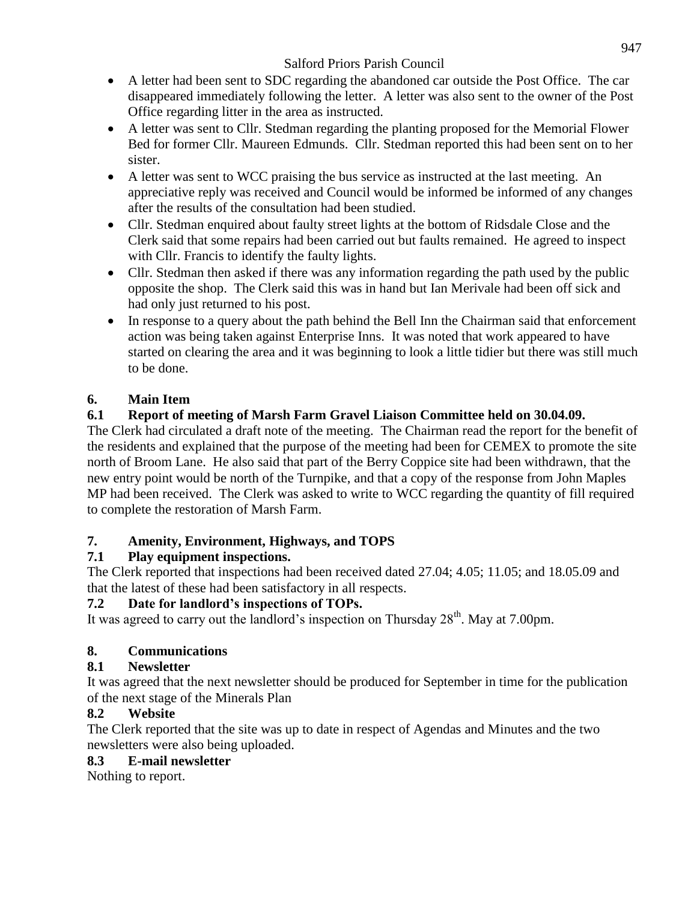- A letter had been sent to SDC regarding the abandoned car outside the Post Office. The car disappeared immediately following the letter. A letter was also sent to the owner of the Post Office regarding litter in the area as instructed.
- A letter was sent to Cllr. Stedman regarding the planting proposed for the Memorial Flower Bed for former Cllr. Maureen Edmunds. Cllr. Stedman reported this had been sent on to her sister.
- A letter was sent to WCC praising the bus service as instructed at the last meeting. An appreciative reply was received and Council would be informed be informed of any changes after the results of the consultation had been studied.
- Cllr. Stedman enquired about faulty street lights at the bottom of Ridsdale Close and the Clerk said that some repairs had been carried out but faults remained. He agreed to inspect with Cllr. Francis to identify the faulty lights.
- Cllr. Stedman then asked if there was any information regarding the path used by the public opposite the shop. The Clerk said this was in hand but Ian Merivale had been off sick and had only just returned to his post.
- In response to a query about the path behind the Bell Inn the Chairman said that enforcement action was being taken against Enterprise Inns. It was noted that work appeared to have started on clearing the area and it was beginning to look a little tidier but there was still much to be done.

## 6. Main Item

### 6.1 Report of meeting of Marsh Farm Gravel Liaison Committee held on 30.04.09.

The Clerk had circulated a draft note of the meeting. The Chairman read the report for the benefit of the residents and explained that the purpose of the meeting had been for CEMEX to promote the site north of Broom Lane. He also said that part of the Berry Coppice site had been withdrawn, that the new entry point would be north of the Turnpike, and that a copy of the response from John Maples MP had been received. The Clerk was asked to write to WCC regarding the quantity of fill required to complete the restoration of Marsh Farm.

## 7. Amenity, Environment, Highways, and TOPS

### 7.1 Play equipment inspections.

The Clerk reported that inspections had been received dated 27.04; 4.05; 11.05; and 18.05.09 and that the latest of these had been satisfactory in all respects.

### 7.2 Date for landlord's inspections of TOPs.

It was agreed to carry out the landlord's inspection on Thursday 28th. May at 7.00pm.

## 8. Communications

### 8.1 Newsletter

It was agreed that the next newsletter should be produced for September in time for the publication of the next stage of the Minerals Plan

### 8.2 Website

The Clerk reported that the site was up to date in respect of Agendas and Minutes and the two newsletters were also being uploaded.

### 8.3 E-mail newsletter

Nothing to report.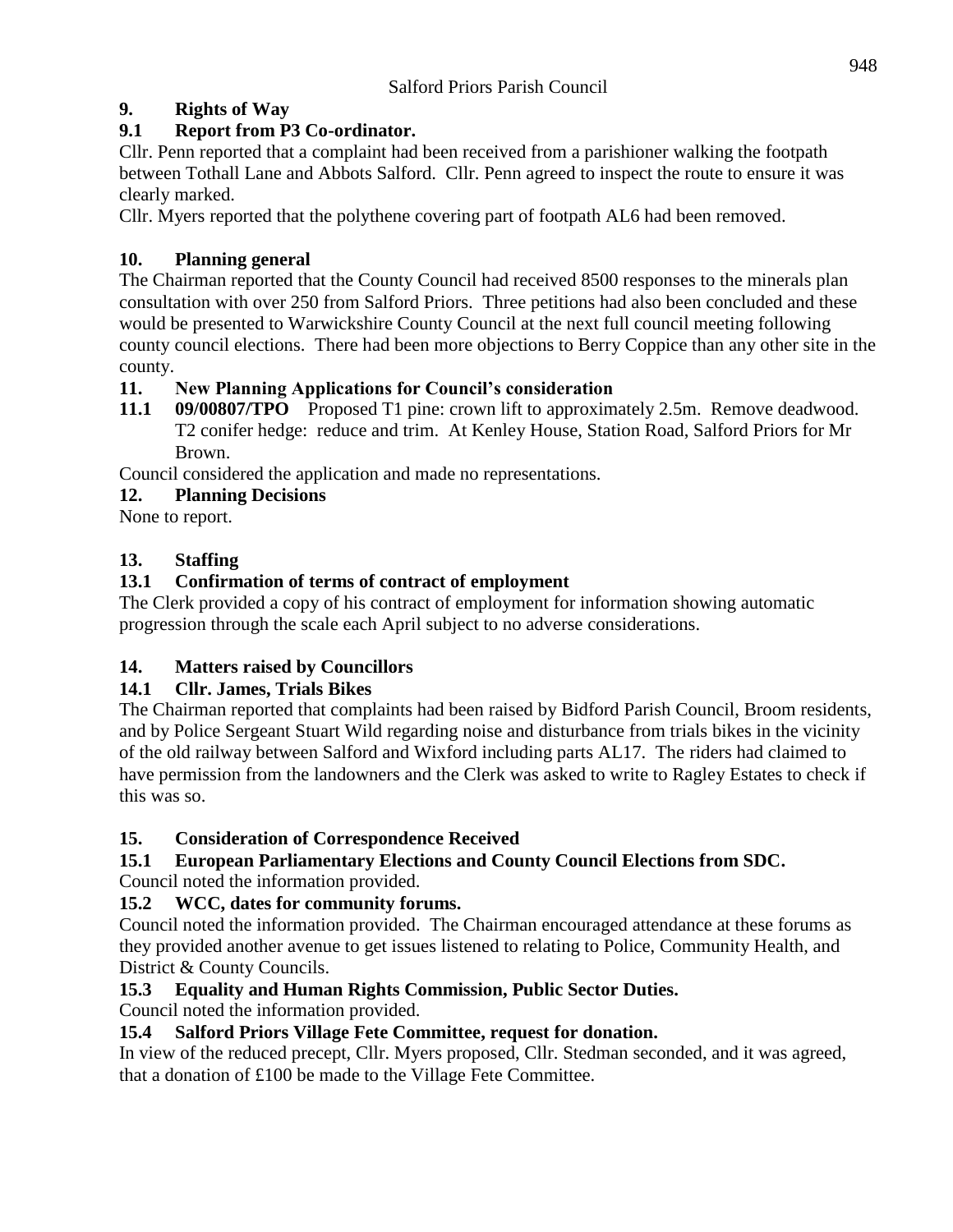## 9. Rights of Way

### 9.1 Report from P3 Co-ordinator.

Cllr. Penn reported that a complaint had been received from a parishioner walking the footpath between Tothall Lane and Abbots Salford. Cllr. Penn agreed to inspect the route to ensure it was clearly marked.

Cllr. Myers reported that the polythene covering part of footpath AL6 had been removed.

## 10. Planning general

The Chairman reported that the County Council had received 8500 responses to the minerals plan consultation with over 250 from Salford Priors. Three petitions had also been concluded and these would be presented to Warwickshire County Council at the next full council meeting following county council elections. There had been more objections to Berry Coppice than any other site in the county.

## 11. New Planning Applications for Council's consideration

**11.1 09/00807/TPO** Proposed T1 pine: crown lift to approximately 2.5m. Remove deadwood. T2 conifer hedge: reduce and trim. At Kenley House, Station Road, Salford Priors for Mr Brown.

Council considered the application and made no representations.

## 12. Planning Decisions

None to report.

## 13. Staffing

### 13.1 Confirmation of terms of contract of employment

The Clerk provided a copy of his contract of employment for information showing automatic progression through the scale each April subject to no adverse considerations.

## 14. Matters raised by Councillors

### 14.1 Cllr. James, Trials Bikes

The Chairman reported that complaints had been raised by Bidford Parish Council, Broom residents, and by Police Sergeant Stuart Wild regarding noise and disturbance from trials bikes in the vicinity of the old railway between Salford and Wixford including parts AL17. The riders had claimed to have permission from the landowners and the Clerk was asked to write to Ragley Estates to check if this was so.

## 15. Consideration of Correspondence Received

### 15.1 European Parliamentary Elections and County Council Elections from SDC.

Council noted the information provided.

### 15.2 WCC, dates for community forums.

Council noted the information provided. The Chairman encouraged attendance at these forums as they provided another avenue to get issues listened to relating to Police, Community Health, and District & County Councils.

### 15.3 Equality and Human Rights Commission, Public Sector Duties.

Council noted the information provided.

### 15.4 Salford Priors Village Fete Committee, request for donation.

In view of the reduced precept, Cllr. Myers proposed, Cllr. Stedman seconded, and it was agreed, that a donation of £100 be made to the Village Fete Committee.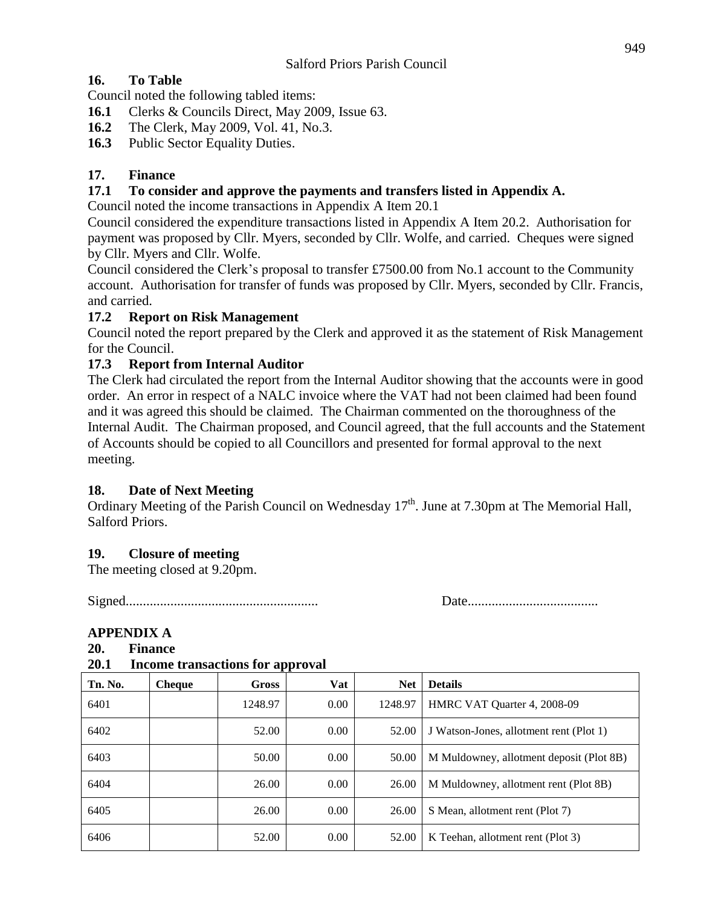Salford Priors Parish Council

## 16. To Table

Council noted the following tabled items:

**16.1** Clerks & Councils Direct, May 2009, Issue 63.
**16.2** The Clerk, May 2009, Vol. 41, No.3.
**16.3** Public Sector Equality Duties.

## 17. Finance

### 17.1 To consider and approve the payments and transfers listed in Appendix A.

Council noted the income transactions in Appendix A Item 20.1

Council considered the expenditure transactions listed in Appendix A Item 20.2. Authorisation for payment was proposed by Cllr. Myers, seconded by Cllr. Wolfe, and carried. Cheques were signed by Cllr. Myers and Cllr. Wolfe.

Council considered the Clerk's proposal to transfer £7500.00 from No.1 account to the Community account. Authorisation for transfer of funds was proposed by Cllr. Myers, seconded by Cllr. Francis, and carried.

### 17.2 Report on Risk Management

Council noted the report prepared by the Clerk and approved it as the statement of Risk Management for the Council.

### 17.3 Report from Internal Auditor

The Clerk had circulated the report from the Internal Auditor showing that the accounts were in good order. An error in respect of a NALC invoice where the VAT had not been claimed had been found and it was agreed this should be claimed. The Chairman commented on the thoroughness of the Internal Audit. The Chairman proposed, and Council agreed, that the full accounts and the Statement of Accounts should be copied to all Councillors and presented for formal approval to the next meeting.

## 18. Date of Next Meeting

Ordinary Meeting of the Parish Council on Wednesday 17th. June at 7.30pm at The Memorial Hall, Salford Priors.

## 19. Closure of meeting

The meeting closed at 9.20pm.

Signed....................................................... Date.....................................

## APPENDIX A

## 20. Finance

### 20.1 Income transactions for approval

| Tn. No. | Cheque | Gross | Vat | Net | Details |
|---|---|---|---|---|---|
| 6401 | | 1248.97 | 0.00 | 1248.97 | HMRC VAT Quarter 4, 2008-09 |
| 6402 | | 52.00 | 0.00 | 52.00 | J Watson-Jones, allotment rent (Plot 1) |
| 6403 | | 50.00 | 0.00 | 50.00 | M Muldowney, allotment deposit (Plot 8B) |
| 6404 | | 26.00 | 0.00 | 26.00 | M Muldowney, allotment rent (Plot 8B) |
| 6405 | | 26.00 | 0.00 | 26.00 | S Mean, allotment rent (Plot 7) |
| 6406 | | 52.00 | 0.00 | 52.00 | K Teehan, allotment rent (Plot 3) |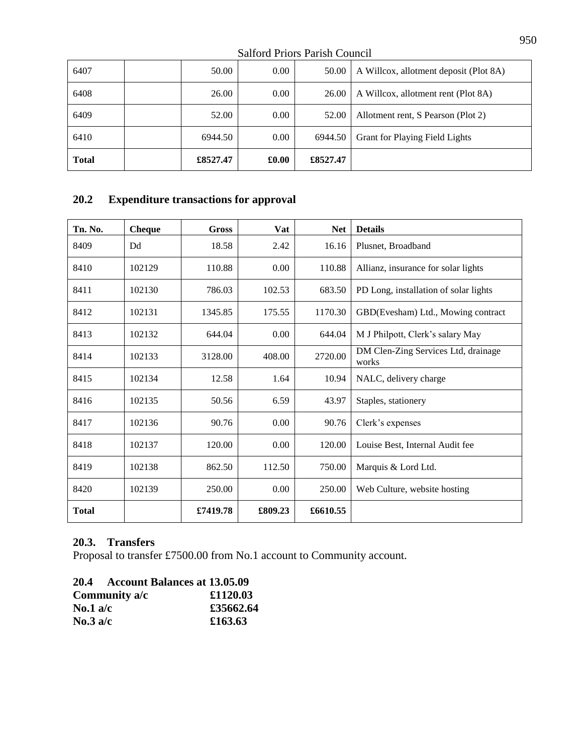| | | | | | |
|---|---|---|---|---|---|
| 6407 | | 50.00 | 0.00 | 50.00 | A Willcox, allotment deposit (Plot 8A) |
| 6408 | | 26.00 | 0.00 | 26.00 | A Willcox, allotment rent (Plot 8A) |
| 6409 | | 52.00 | 0.00 | 52.00 | Allotment rent, S Pearson (Plot 2) |
| 6410 | | 6944.50 | 0.00 | 6944.50 | Grant for Playing Field Lights |
| **Total** | | **£8527.47** | **£0.00** | **£8527.47** | |

## 20.2 Expenditure transactions for approval

| Tn. No. | Cheque | Gross | Vat | Net | Details |
|---|---|---|---|---|---|
| 8409 | Dd | 18.58 | 2.42 | 16.16 | Plusnet, Broadband |
| 8410 | 102129 | 110.88 | 0.00 | 110.88 | Allianz, insurance for solar lights |
| 8411 | 102130 | 786.03 | 102.53 | 683.50 | PD Long, installation of solar lights |
| 8412 | 102131 | 1345.85 | 175.55 | 1170.30 | GBD(Evesham) Ltd., Mowing contract |
| 8413 | 102132 | 644.04 | 0.00 | 644.04 | M J Philpott, Clerk's salary May |
| 8414 | 102133 | 3128.00 | 408.00 | 2720.00 | DM Clen-Zing Services Ltd, drainage works |
| 8415 | 102134 | 12.58 | 1.64 | 10.94 | NALC, delivery charge |
| 8416 | 102135 | 50.56 | 6.59 | 43.97 | Staples, stationery |
| 8417 | 102136 | 90.76 | 0.00 | 90.76 | Clerk's expenses |
| 8418 | 102137 | 120.00 | 0.00 | 120.00 | Louise Best, Internal Audit fee |
| 8419 | 102138 | 862.50 | 112.50 | 750.00 | Marquis & Lord Ltd. |
| 8420 | 102139 | 250.00 | 0.00 | 250.00 | Web Culture, website hosting |
| **Total** | | **£7419.78** | **£809.23** | **£6610.55** | |

## 20.3. Transfers

Proposal to transfer £7500.00 from No.1 account to Community account.

## 20.4 Account Balances at 13.05.09

**Community a/c** **£1120.03**
**No.1 a/c** **£35662.64**
**No.3 a/c** **£163.63**